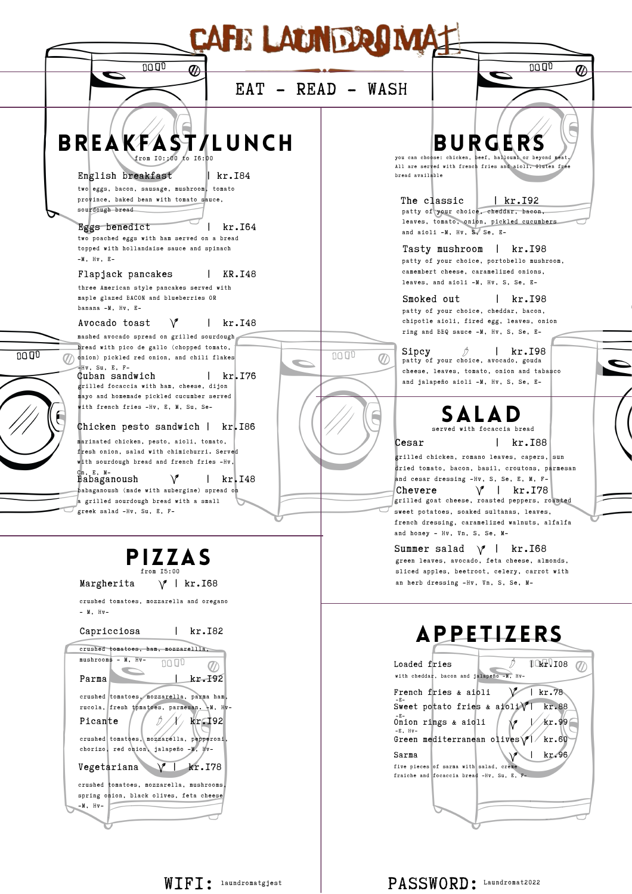# CAFE LAUNDROMAT

EAT - READ - WASH

## BREAKFAST/LUNCH

from 10::00 to 16:00

**English breakfast | kr.184**

two eggs, bacon, sausage, mushroom, tomato province, baked bean with tomato sauce, sourdough bread

**Eggs benedict | kr.164**

two poached eggs with ham served on a bread topped with hollandaise sauce and spinach -M, Hv, E-

**Flapjack pancakes | KR.148**

three American style pancakes served with maple glazed BACON and blueberries OR banana -M, Hv, E-

**Avocado toast | kr.148**

mashed avocado spread on grilled sourdough bread with pico de gallo (chopped tomato, onion) pickled red onion, and chili flakes -Hv, Su, E, F-

**Cuban sandwich | kr.176**

grilled focaccia with ham, cheese, dijon mayo and homemade pickled cucumber served with french fries -Hv, E, M, Su, Se-

**Chicken pesto sandwich | kr.186**

marinated chicken, pesto, aioli, tomato, fresh onion, salad with chimichurri. Served with sourdough bread and french fries -Hv, Cn, E, M-

**Babaganoush | kr.148**

babaganoush (made with aubergine) spread on a grilled sourdough bread with a small greek salad -Hv, Su, E, F-

## BURGERS

you can choose: chicken, beef, halloumi or beyond meat. All are served with french fries and aioli. Gluten free bread available

**The classic | kr.192**

patty of your choice, cheddar, bacon, leaves, tomato, onion, pickled cucumbers and aioli -M, Hv, S, Se, E-

**Tasty mushroom | kr.198**

patty of your choice, portobello mushroom, camembert cheese, caramelized onions, leaves, and aioli -M, Hv, S, Se, E-

**Smoked out | kr.198**

patty of your choice, cheddar, bacon, chipotle aioli, fired egg, leaves, onion ring and BBQ sauce -M, Hv, S, Se, E-

**Sipcy | kr.198**

patty of your choice, avocado, gouda cheese, leaves, tomato, onion and tabasco and jalapeño aioli -M, Hv, S, Se, E-

## SALAD

served with focaccia bread

**Cesar | kr.188**

grilled chicken, romano leaves, capers, sun dried tomato, bacon, basil, croutons, parmesan and cesar dressing -Hv, S, Se, E, M, F-

**Chevere | kr.178**

grilled goat cheese, roasted peppers, roasted sweet potatoes, soaked sultanas, leaves, french dressing, caramelized walnuts, alfalfa and honey - Hv, Vn, S, Se, M-

**Summer salad | kr.168**

green leaves, avocado, feta cheese, almonds, sliced apples, beetroot, celery, carrot with an herb dressing -Hv, Vn, S, Se, M-

## PIZZAS

from 15:00

**Margherita | kr.168**

crushed tomatoes, mozzarella and oregano - M, Hv-

**Capricciosa | kr.182**

crushed tomatoes, ham, mozzarella, mushrooms - M, Hv-

**Parma | kr.192**

crushed tomatoes, mozzarella, parma ham, rucola, fresh tomatoes, parmesan. -M, Hv-

**Picante | kr.192**

crushed tomatoes, mozzarella, pepperoni, chorizo, red onion, jalapeño -M, Hv-

**Vegetariana | kr.178**

crushed tomatoes, mozzarella, mushrooms, spring onion, black olives, feta cheese -M, Hv-

## APPETIZERS

**Loaded fries | kr.108**

with cheddar, bacon and jalapeño -M, Hv-

**French fries & aioli | kr.78**

-E-

**Sweet potato fries & aioli | kr.88**

-E-

**Onion rings & aioli | kr.99**

-E, Hv-

**Green mediterranean olives | kr.60**

**Sarma | kr.96**

five pieces of sarma with salad, creme fraiche and focaccia bread -Hv, Su, E, F-

WIFI: laundromatgjest

PASSWORD: Laundromat2022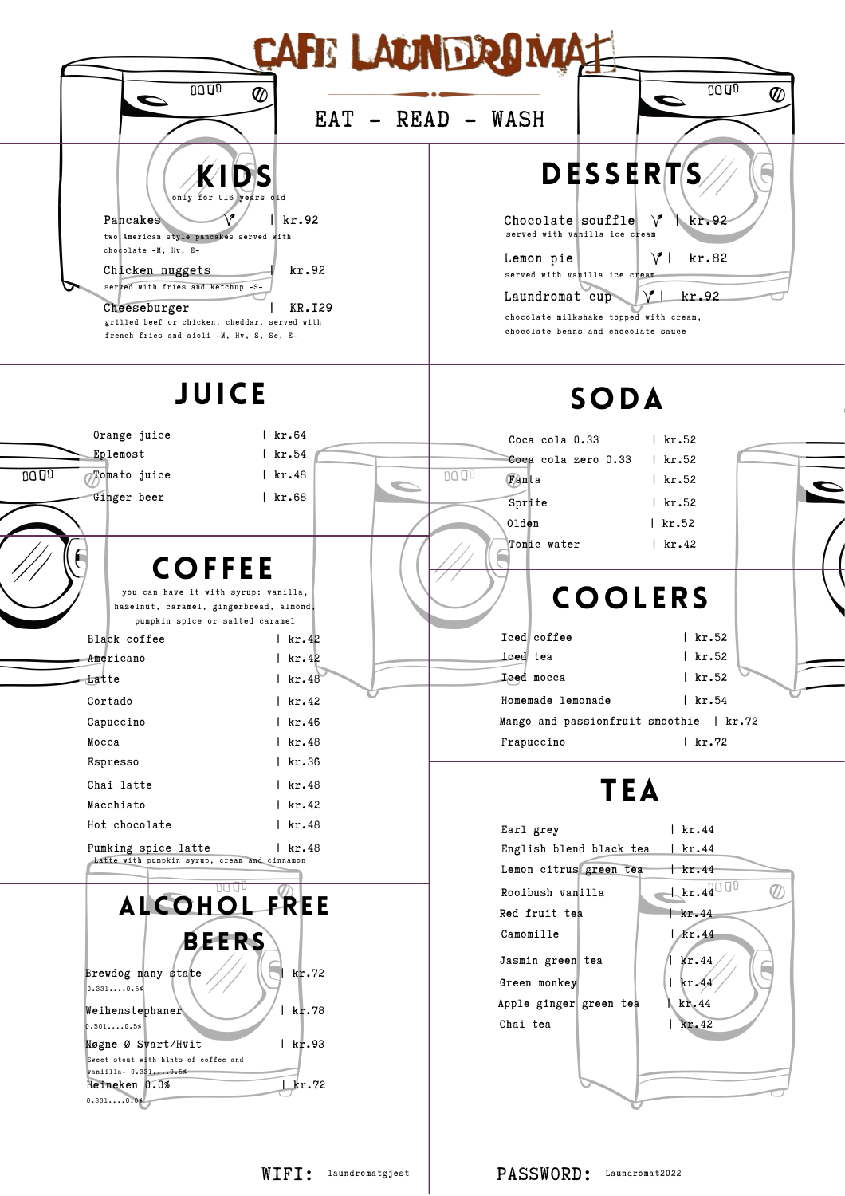# CAFE LAUNDROMAT

EAT - READ - WASH

## KIDS

only for U16 years old

| Item | Price |
|---|---|
| Pancakes V | kr.92 |
| two American style pancakes served with chocolate -M, Hv, E- | |
| Chicken nuggets | kr.92 |
| served with fries and ketchup -S- | |
| Cheeseburger | KR.129 |
| grilled beef or chicken, cheddar, served with french fries and aioli -M, Hv, S, Se, E- | |

## DESSERTS

| Item | Price |
|---|---|
| Chocolate souffle V | kr.92 |
| served with vanilla ice cream | |
| Lemon pie V | kr.82 |
| served with vanilla ice cream | |
| Laundromat cup V | kr.92 |
| chocolate milkshake topped with cream, chocolate beans and chocolate sauce | |

## JUICE

| Item | Price |
|---|---|
| Orange juice | kr.64 |
| Eplemost | kr.54 |
| Tomato juice | kr.48 |
| Ginger beer | kr.68 |

## SODA

| Item | Price |
|---|---|
| Coca cola 0.33 | kr.52 |
| Coca cola zero 0.33 | kr.52 |
| Fanta | kr.52 |
| Sprite | kr.52 |
| Olden | kr.52 |
| Tonic water | kr.42 |

## COFFEE

you can have it with syrup: vanilla, hazelnut, caramel, gingerbread, almond, pumpkin spice or salted caramel

| Item | Price |
|---|---|
| Black coffee | kr.42 |
| Americano | kr.42 |
| Latte | kr.48 |
| Cortado | kr.42 |
| Capuccino | kr.46 |
| Mocca | kr.48 |
| Espresso | kr.36 |
| Chai latte | kr.48 |
| Macchiato | kr.42 |
| Hot chocolate | kr.48 |
| Pumking spice latte | kr.48 |
| Latte with pumpkin syrup, cream and cinnamon | |

## COOLERS

| Item | Price |
|---|---|
| Iced coffee | kr.52 |
| iced tea | kr.52 |
| Iced mocca | kr.52 |
| Homemade lemonade | kr.54 |
| Mango and passionfruit smoothie | kr.72 |
| Frapuccino | kr.72 |

## ALCOHOL FREE BEERS

| Item | Price |
|---|---|
| Brewdog nany state 0.33l....0.5% | kr.72 |
| Weihenstephaner 0.50l....0.5% | kr.78 |
| Nøgne Ø Svart/Hvit Sweet stout with hints of coffee and vanilla- 0.33l....0.5% | kr.93 |
| Heineken 0.0% 0.33l....0.0% | kr.72 |

## TEA

| Item | Price |
|---|---|
| Earl grey | kr.44 |
| English blend black tea | kr.44 |
| Lemon citrus green tea | kr.44 |
| Rooibush vanilla | kr.44 |
| Red fruit tea | kr.44 |
| Camomille | kr.44 |
| Jasmin green tea | kr.44 |
| Green monkey | kr.44 |
| Apple ginger green tea | kr.44 |
| Chai tea | kr.42 |

WIFI: laundromatgjest

PASSWORD: Laundromat2022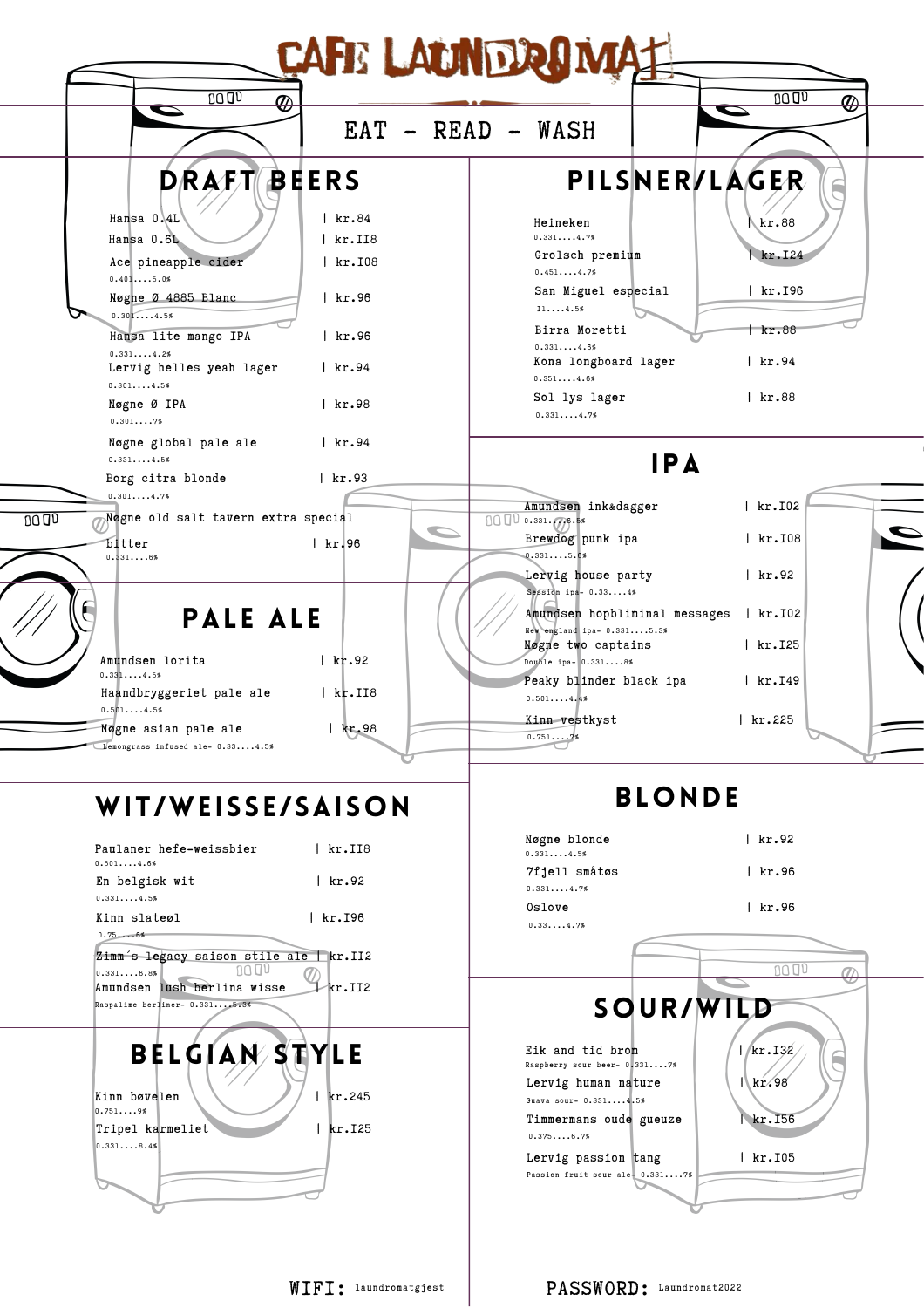# CAFE LAUNDROMAT

EAT - READ - WASH

## DRAFT BEERS

| Beer | Price |
|---|---|
| Hansa 0.4L | kr.84 |
| Hansa 0.6L | kr.II8 |
| Ace pineapple cider<br>0.40l....5.0% | kr.I08 |
| Nøgne Ø 4885 Blanc<br>0.30l....4.5% | kr.96 |
| Hansa lite mango IPA<br>0.33l....4.2% | kr.96 |
| Lervig helles yeah lager<br>0.30l....4.5% | kr.94 |
| Nøgne Ø IPA<br>0.30l....7% | kr.98 |
| Nøgne global pale ale<br>0.33l....4.5% | kr.94 |
| Borg citra blonde<br>0.30l....4.7% | kr.93 |
| Nøgne old salt tavern extra special bitter<br>0.33l....6% | kr.96 |

## PALE ALE

| Beer | Price |
|---|---|
| Amundsen lorita<br>0.33l....4.5% | kr.92 |
| Haandbryggeriet pale ale<br>0.50l....4.5% | kr.II8 |
| Nøgne asian pale ale<br>Lemongrass infused ale- 0.33....4.5% | kr.98 |

## WIT/WEISSE/SAISON

| Beer | Price |
|---|---|
| Paulaner hefe-weissbier<br>0.50l....4.6% | kr.II8 |
| En belgisk wit<br>0.33l....4.5% | kr.92 |
| Kinn slateøl<br>0.75....6% | kr.I96 |
| Zimm´s legacy saison stile ale<br>0.33l....6.8% | kr.II2 |
| Amundsen lush berlina wisse<br>Raspalime berliner- 0.33l....5.3% | kr.II2 |

## BELGIAN STYLE

| Beer | Price |
|---|---|
| Kinn bøvelen<br>0.75l....9% | kr.245 |
| Tripel karmeliet<br>0.33l....8.4% | kr.I25 |

## PILSNER/LAGER

| Beer | Price |
|---|---|
| Heineken<br>0.33l....4.7% | kr.88 |
| Grolsch premium<br>0.45l....4.7% | kr.I24 |
| San Miguel especial<br>Il....4.5% | kr.I96 |
| Birra Moretti<br>0.33l....4.6% | kr.88 |
| Kona longboard lager<br>0.35l....4.6% | kr.94 |
| Sol lys lager<br>0.33l....4.7% | kr.88 |

## IPA

| Beer | Price |
|---|---|
| Amundsen ink&dagger<br>0.33l....6.5% | kr.I02 |
| Brewdog punk ipa<br>0.33l....5.6% | kr.I08 |
| Lervig house party<br>Session ipa- 0.33....4% | kr.92 |
| Amundsen hopbliminal messages<br>New england ipa- 0.33l....5.3% | kr.I02 |
| Nøgne two captains<br>Double ipa- 0.33l....8% | kr.I25 |
| Peaky blinder black ipa<br>0.50l....4.4% | kr.I49 |
| Kinn vestkyst<br>0.75l....7% | kr.225 |

## BLONDE

| Beer | Price |
|---|---|
| Nøgne blonde<br>0.33l....4.5% | kr.92 |
| 7fjell småtøs<br>0.33l....4.7% | kr.96 |
| Oslove<br>0.33....4.7% | kr.96 |

## SOUR/WILD

| Beer | Price |
|---|---|
| Eik and tid brom<br>Raspberry sour beer- 0.33l....7% | kr.I32 |
| Lervig human nature<br>Guava sour- 0.33l....4.5% | kr.98 |
| Timmermans oude gueuze<br>0.375....5.7% | kr.I56 |
| Lervig passion tang<br>Passion fruit sour ale- 0.33l....7% | kr.I05 |

WIFI: laundromatgjest PASSWORD: Laundromat2022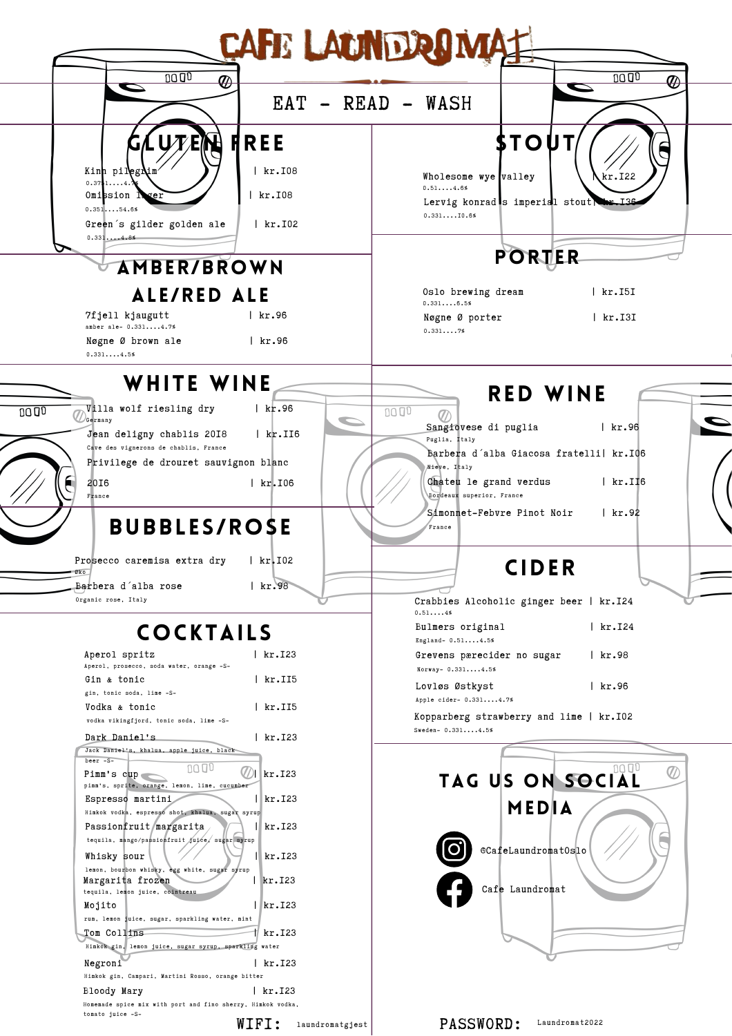# CAFE LAUNDROMAT

EAT - READ - WASH

## GLUTEN FREE

Kinn pilegrim | kr.108
0.371....4.7%

Omission lager | kr.108
0.351....54.6%

Green´s gilder golden ale | kr.102
0.331....4.8%

## AMBER/BROWN ALE/RED ALE

7fjell kjaugutt | kr.96
amber ale- 0.331....4.7%

Nøgne Ø brown ale | kr.96
0.331....4.5%

## WHITE WINE

Villa wolf riesling dry | kr.96
Germany

Jean deligny chablis 2018 | kr.116
Cave des vignerons de chablis, France

Privilege de drouret sauvignon blanc 2016 | kr.106
France

## BUBBLES/ROSE

Prosecco caremisa extra dry | kr.102
Øko

Barbera d´alba rose | kr.98
Organic rose, Italy

## COCKTAILS

Aperol spritz | kr.123
Aperol, prosecco, soda water, orange -S-

Gin & tonic | kr.115
gin, tonic soda, lime -S-

Vodka & tonic | kr.115
vodka vikingfjord, tonic soda, lime -S-

Dark Daniel's | kr.123
Jack Daniel's, khalua, apple juice, black beer -S-

Pimm's cup | kr.123
pimm's, sprite, orange, lemon, lime, cucumber

Espresso martini | kr.123
Himkok vodka, espresso shot, khalua, sugar syrup

Passionfruit margarita | kr.123
tequila, mango/passionfruit juice, sugar syrup

Whisky sour | kr.123
lemon, bourbon whisky, egg white, sugar syrup

Margarita frozen | kr.123
tequila, lemon juice, cointreau

Mojito | kr.123
rum, lemon juice, sugar, sparkling water, mint

Tom Collins | kr.123
Himkok gin, lemon juice, sugar syrup, sparkling water

Negroni | kr.123
Himkok gin, Campari, Martini Rosso, orange bitter

Bloody Mary | kr.123
Homemade spice mix with port and fino sherry, Himkok vodka, tomato juice -S-

## STOUT

Wholesome wye valley | kr.122
0.51....4.6%

Lervig konrad´s imperial stout | kr.136
0.331....10.6%

## PORTER

Oslo brewing dream | kr.151
0.331....6.5%

Nøgne Ø porter | kr.131
0.331....7%

## RED WINE

Sangiovese di puglia | kr.96
Puglia, Italy

Barbera d´alba Giacosa fratelli | kr.106
Nieve, Italy

Chateu le grand verdus | kr.116
Bordeaux superior, France

Simonnet-Febvre Pinot Noir | kr.92
France

## CIDER

Crabbies Alcoholic ginger beer | kr.124
0.51....4%

Bulmers original | kr.124
England- 0.51....4.5%

Grevens pærecider no sugar | kr.98
Norway- 0.331....4.5%

Lovløs Østkyst | kr.96
Apple cider- 0.331....4.7%

Kopparberg strawberry and lime | kr.102
Sweden- 0.331....4.5%

## TAG US ON SOCIAL MEDIA

@CafeLaundromatOslo

Cafe Laundromat

WIFI: laundromatgjest

PASSWORD: Laundromat2022